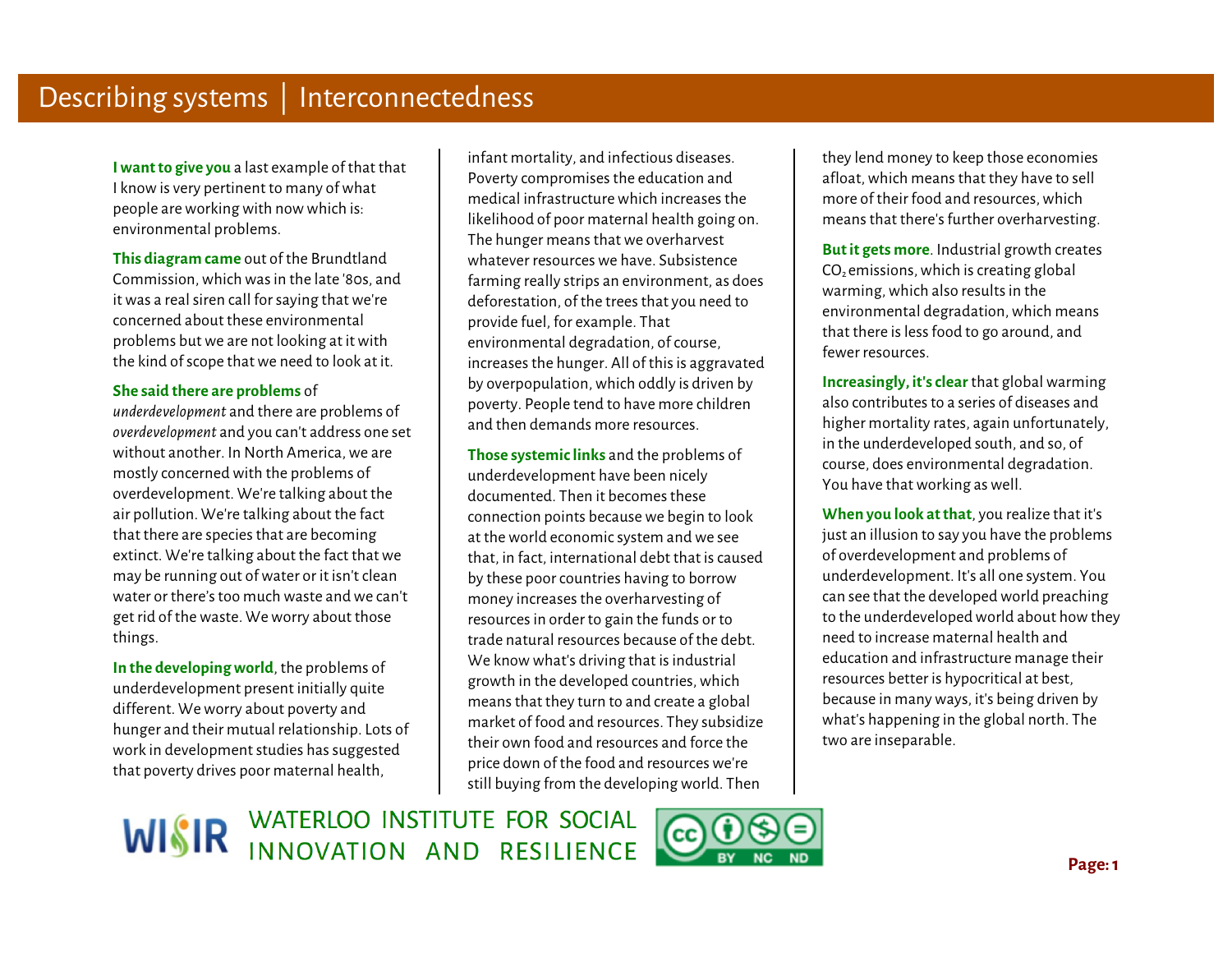# Describing systems | Interconnectedness

**I want to give you** a last example of that that I know is very pertinent to many of what people are working with now which is: environmental problems.

**This diagram came** out of the Brundtland Commission, which was in the late '80s, and it was a real siren call for saying that we're concerned about these environmental problems but we are not looking at it with the kind of scope that we need to look at it.

**She said there are problems** of *underdevelopment* and there are problems of *overdevelopment* and you can't address one set without another. In North America, we are mostly concerned with the problems of overdevelopment. We're talking about the air pollution. We're talking about the fact that there are species that are becoming extinct. We're talking about the fact that we may be running out of water or it isn't clean water or there's too much waste and we can't get rid of the waste. We worry about those things.

**In the developing world**, the problems of underdevelopment present initially quite different. We worry about poverty and hunger and their mutual relationship. Lots of work in development studies has suggested that poverty drives poor maternal health, infant mortality, and infectious diseases. Poverty compromises the education and medical infrastructure which increases the likelihood of poor maternal health going on. The hunger means that we overharvest whatever resources we have. Subsistence farming really strips an environment, as does deforestation, of the trees that you need to provide fuel, for example. That environmental degradation, of course, increases the hunger. All of this is aggravated by overpopulation, which oddly is driven by poverty. People tend to have more children and then demands more resources.

**Those systemic links** and the problems of underdevelopment have been nicely documented. Then it becomes these connection points because we begin to look at the world economic system and we see that, in fact, international debt that is caused by these poor countries having to borrow money increases the overharvesting of resources in order to gain the funds or to trade natural resources because of the debt. We know what's driving that is industrial growth in the developed countries, which means that they turn to and create a global market of food and resources. They subsidize their own food and resources and force the price down of the food and resources we're still buying from the developing world. Then they lend money to keep those economies afloat, which means that they have to sell more of their food and resources, which means that there's further overharvesting.

**But it gets more**. Industrial growth creates $CO_2$ emissions, which is creating global warming, which also results in the environmental degradation, which means that there is less food to go around, and fewer resources.

**Increasingly, it's clear** that global warming also contributes to a series of diseases and higher mortality rates, again unfortunately, in the underdeveloped south, and so, of course, does environmental degradation. You have that working as well.

**When you look at that**, you realize that it's just an illusion to say you have the problems of overdevelopment and problems of underdevelopment. It's all one system. You can see that the developed world preaching to the underdeveloped world about how they need to increase maternal health and education and infrastructure manage their resources better is hypocritical at best, because in many ways, it's being driven by what's happening in the global north. The two are inseparable.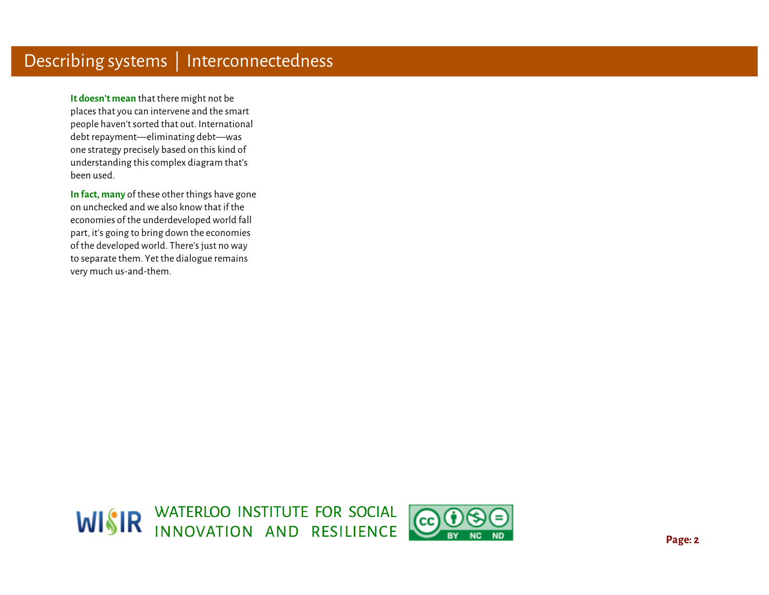# Describing systems | Interconnectedness

**It doesn't mean** that there might not be places that you can intervene and the smart people haven't sorted that out. International debt repayment—eliminating debt—was one strategy precisely based on this kind of understanding this complex diagram that's been used.

**In fact, many** of these other things have gone on unchecked and we also know that if the economies of the underdeveloped world fall part, it's going to bring down the economies of the developed world. There's just no way to separate them. Yet the dialogue remains very much us-and-them.

WATERLOO INSTITUTE FOR SOCIAL INNOVATION AND RESILIENCE